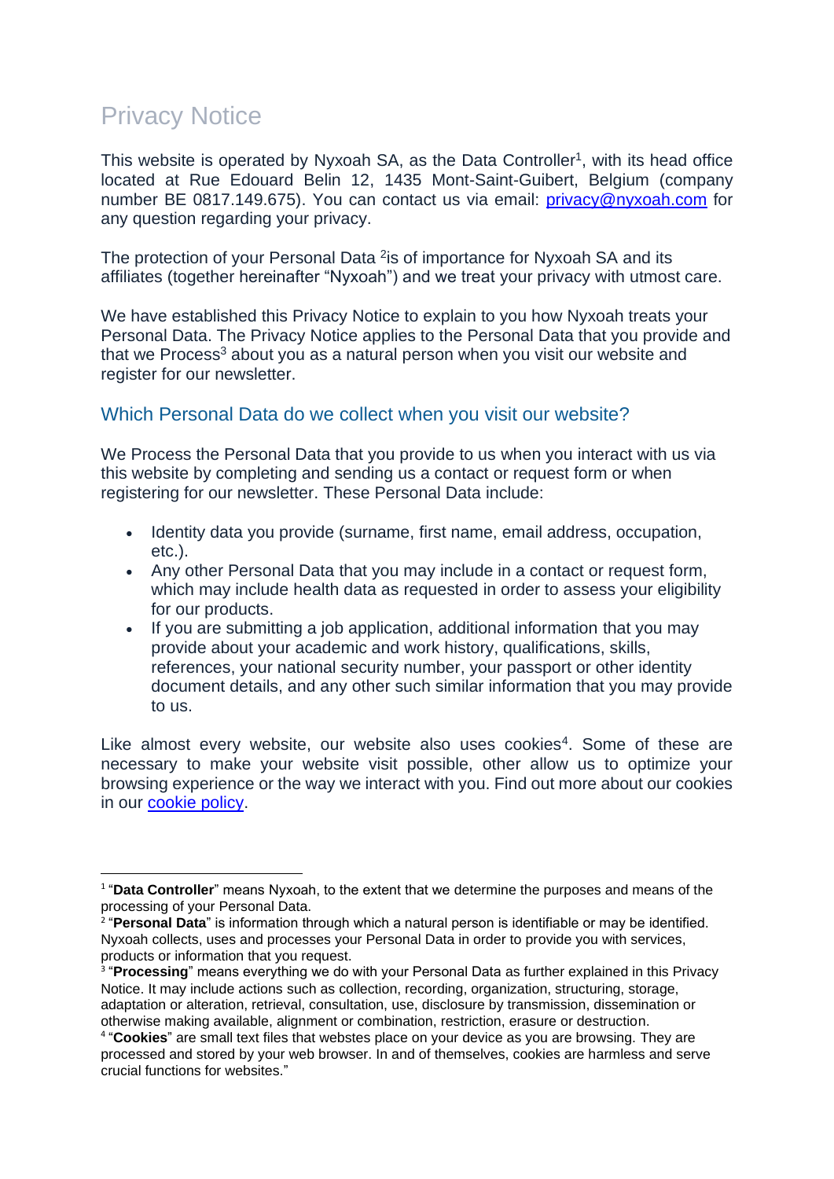# Privacy Notice

This website is operated by Nyxoah SA, as the Data Controller[1], with its head office located at Rue Edouard Belin 12, 1435 Mont-Saint-Guibert, Belgium (company number BE 0817.149.675). You can contact us via email: [privacy@nyxoah.com](mailto:privacy@nyxoah.com) for any question regarding your privacy.

The protection of your Personal Data [2]is of importance for Nyxoah SA and its affiliates (together hereinafter "Nyxoah") and we treat your privacy with utmost care.

We have established this Privacy Notice to explain to you how Nyxoah treats your Personal Data. The Privacy Notice applies to the Personal Data that you provide and that we Process[3] about you as a natural person when you visit our website and register for our newsletter.

## Which Personal Data do we collect when you visit our website?

We Process the Personal Data that you provide to us when you interact with us via this website by completing and sending us a contact or request form or when registering for our newsletter. These Personal Data include:

- Identity data you provide (surname, first name, email address, occupation, etc.).
- Any other Personal Data that you may include in a contact or request form, which may include health data as requested in order to assess your eligibility for our products.
- If you are submitting a job application, additional information that you may provide about your academic and work history, qualifications, skills, references, your national security number, your passport or other identity document details, and any other such similar information that you may provide to us.

Like almost every website, our website also uses cookies[4]. Some of these are necessary to make your website visit possible, other allow us to optimize your browsing experience or the way we interact with you. Find out more about our cookies in our cookie policy.

---

[1] "**Data Controller**" means Nyxoah, to the extent that we determine the purposes and means of the processing of your Personal Data.

[2] "**Personal Data**" is information through which a natural person is identifiable or may be identified. Nyxoah collects, uses and processes your Personal Data in order to provide you with services, products or information that you request.

[3] "**Processing**" means everything we do with your Personal Data as further explained in this Privacy Notice. It may include actions such as collection, recording, organization, structuring, storage, adaptation or alteration, retrieval, consultation, use, disclosure by transmission, dissemination or otherwise making available, alignment or combination, restriction, erasure or destruction.

[4] "**Cookies**" are small text files that webstes place on your device as you are browsing. They are processed and stored by your web browser. In and of themselves, cookies are harmless and serve crucial functions for websites."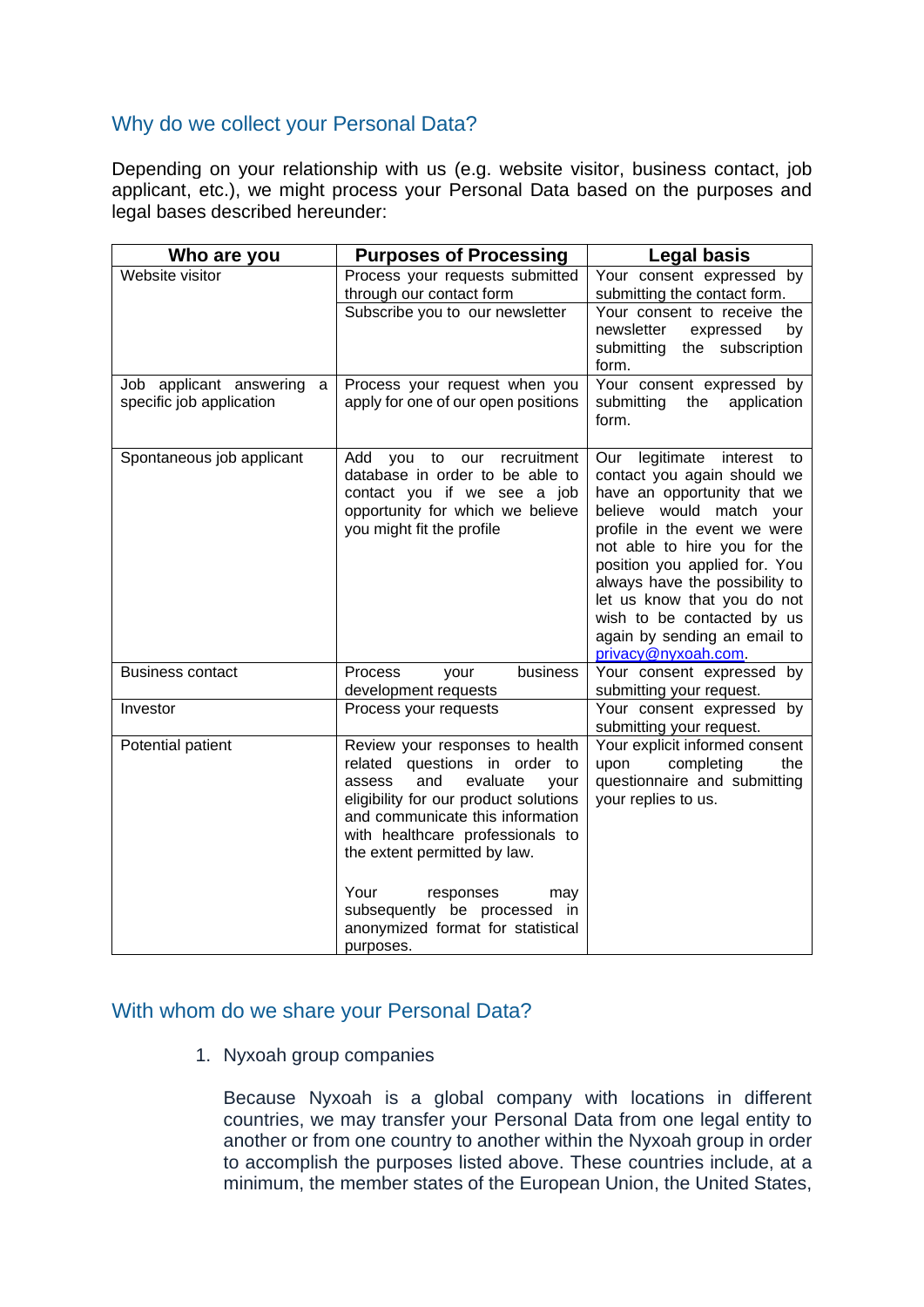## Why do we collect your Personal Data?

Depending on your relationship with us (e.g. website visitor, business contact, job applicant, etc.), we might process your Personal Data based on the purposes and legal bases described hereunder:

| Who are you | Purposes of Processing | Legal basis |
| --- | --- | --- |
| Website visitor | Process your requests submitted through our contact form | Your consent expressed by submitting the contact form. |
| | Subscribe you to our newsletter | Your consent to receive the newsletter expressed by submitting the subscription form. |
| Job applicant answering a specific job application | Process your request when you apply for one of our open positions | Your consent expressed by submitting the application form. |
| Spontaneous job applicant | Add you to our recruitment database in order to be able to contact you if we see a job opportunity for which we believe you might fit the profile | Our legitimate interest to contact you again should we have an opportunity that we believe would match your profile in the event we were not able to hire you for the position you applied for. You always have the possibility to let us know that you do not wish to be contacted by us again by sending an email to privacy@nyxoah.com. |
| Business contact | Process your business development requests | Your consent expressed by submitting your request. |
| Investor | Process your requests | Your consent expressed by submitting your request. |
| Potential patient | Review your responses to health related questions in order to assess and evaluate your eligibility for our product solutions and communicate this information with healthcare professionals to the extent permitted by law.<br><br>Your responses may subsequently be processed in anonymized format for statistical purposes. | Your explicit informed consent upon completing the questionnaire and submitting your replies to us. |

## With whom do we share your Personal Data?

1. Nyxoah group companies

   Because Nyxoah is a global company with locations in different countries, we may transfer your Personal Data from one legal entity to another or from one country to another within the Nyxoah group in order to accomplish the purposes listed above. These countries include, at a minimum, the member states of the European Union, the United States,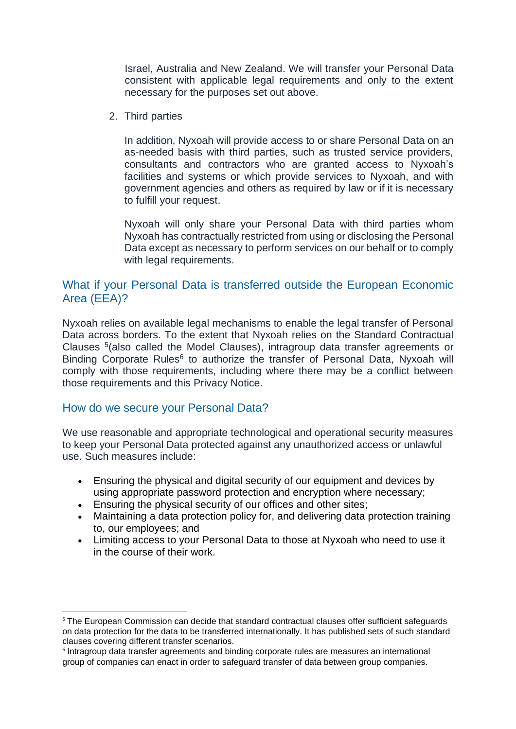Israel, Australia and New Zealand. We will transfer your Personal Data consistent with applicable legal requirements and only to the extent necessary for the purposes set out above.

2. Third parties

   In addition, Nyxoah will provide access to or share Personal Data on an as-needed basis with third parties, such as trusted service providers, consultants and contractors who are granted access to Nyxoah's facilities and systems or which provide services to Nyxoah, and with government agencies and others as required by law or if it is necessary to fulfill your request.

   Nyxoah will only share your Personal Data with third parties whom Nyxoah has contractually restricted from using or disclosing the Personal Data except as necessary to perform services on our behalf or to comply with legal requirements.

## What if your Personal Data is transferred outside the European Economic Area (EEA)?

Nyxoah relies on available legal mechanisms to enable the legal transfer of Personal Data across borders. To the extent that Nyxoah relies on the Standard Contractual Clauses [5](also called the Model Clauses), intragroup data transfer agreements or Binding Corporate Rules[6] to authorize the transfer of Personal Data, Nyxoah will comply with those requirements, including where there may be a conflict between those requirements and this Privacy Notice.

## How do we secure your Personal Data?

We use reasonable and appropriate technological and operational security measures to keep your Personal Data protected against any unauthorized access or unlawful use. Such measures include:

- Ensuring the physical and digital security of our equipment and devices by using appropriate password protection and encryption where necessary;
- Ensuring the physical security of our offices and other sites;
- Maintaining a data protection policy for, and delivering data protection training to, our employees; and
- Limiting access to your Personal Data to those at Nyxoah who need to use it in the course of their work.

---

[5] The European Commission can decide that standard contractual clauses offer sufficient safeguards on data protection for the data to be transferred internationally. It has published sets of such standard clauses covering different transfer scenarios.

[6] Intragroup data transfer agreements and binding corporate rules are measures an international group of companies can enact in order to safeguard transfer of data between group companies.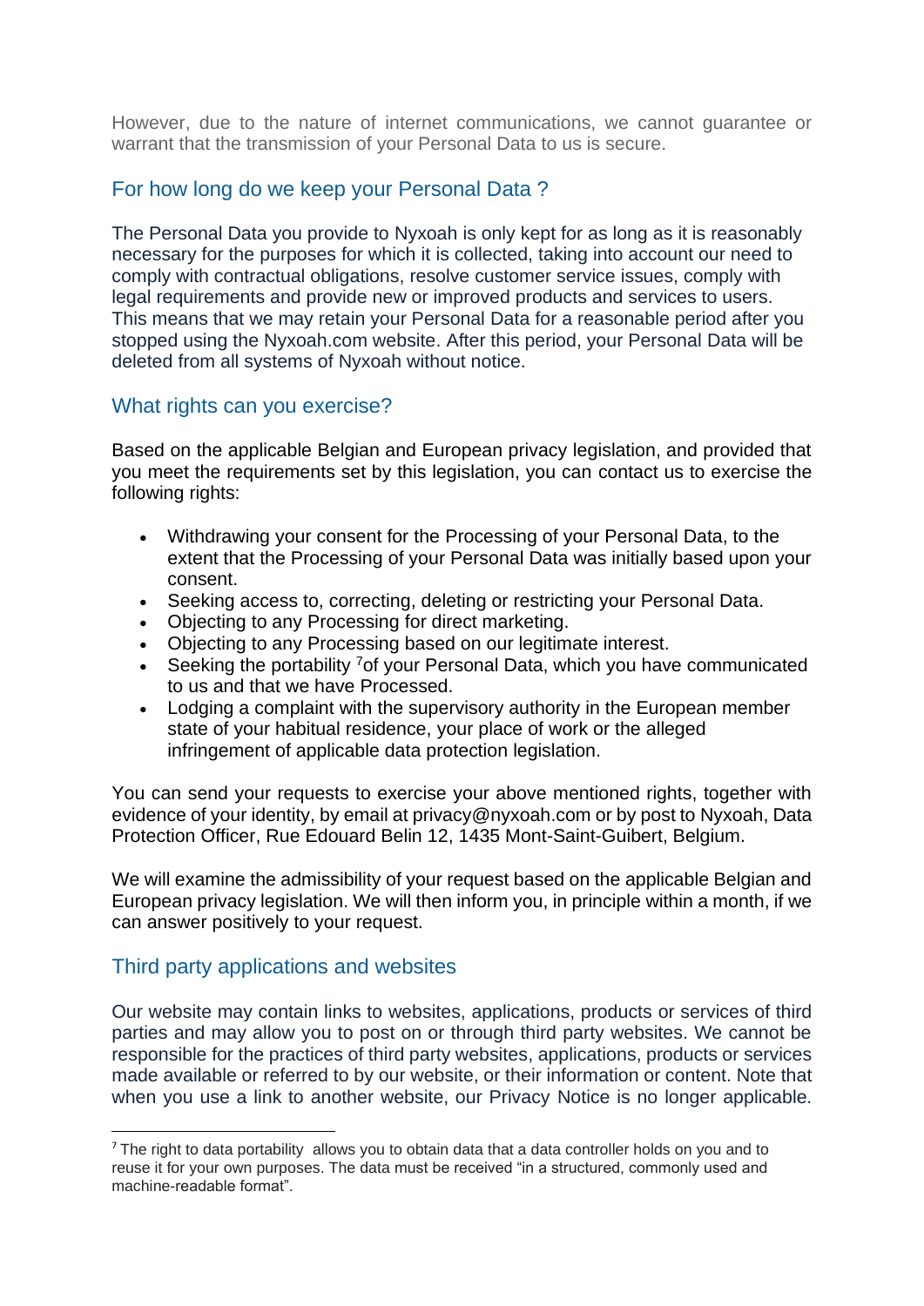However, due to the nature of internet communications, we cannot guarantee or warrant that the transmission of your Personal Data to us is secure.

## For how long do we keep your Personal Data ?

The Personal Data you provide to Nyxoah is only kept for as long as it is reasonably necessary for the purposes for which it is collected, taking into account our need to comply with contractual obligations, resolve customer service issues, comply with legal requirements and provide new or improved products and services to users. This means that we may retain your Personal Data for a reasonable period after you stopped using the Nyxoah.com website. After this period, your Personal Data will be deleted from all systems of Nyxoah without notice.

## What rights can you exercise?

Based on the applicable Belgian and European privacy legislation, and provided that you meet the requirements set by this legislation, you can contact us to exercise the following rights:

- Withdrawing your consent for the Processing of your Personal Data, to the extent that the Processing of your Personal Data was initially based upon your consent.
- Seeking access to, correcting, deleting or restricting your Personal Data.
- Objecting to any Processing for direct marketing.
- Objecting to any Processing based on our legitimate interest.
- Seeking the portability [7]of your Personal Data, which you have communicated to us and that we have Processed.
- Lodging a complaint with the supervisory authority in the European member state of your habitual residence, your place of work or the alleged infringement of applicable data protection legislation.

You can send your requests to exercise your above mentioned rights, together with evidence of your identity, by email at privacy@nyxoah.com or by post to Nyxoah, Data Protection Officer, Rue Edouard Belin 12, 1435 Mont-Saint-Guibert, Belgium.

We will examine the admissibility of your request based on the applicable Belgian and European privacy legislation. We will then inform you, in principle within a month, if we can answer positively to your request.

## Third party applications and websites

Our website may contain links to websites, applications, products or services of third parties and may allow you to post on or through third party websites. We cannot be responsible for the practices of third party websites, applications, products or services made available or referred to by our website, or their information or content. Note that when you use a link to another website, our Privacy Notice is no longer applicable.

[7] The right to data portability allows you to obtain data that a data controller holds on you and to reuse it for your own purposes. The data must be received "in a structured, commonly used and machine-readable format".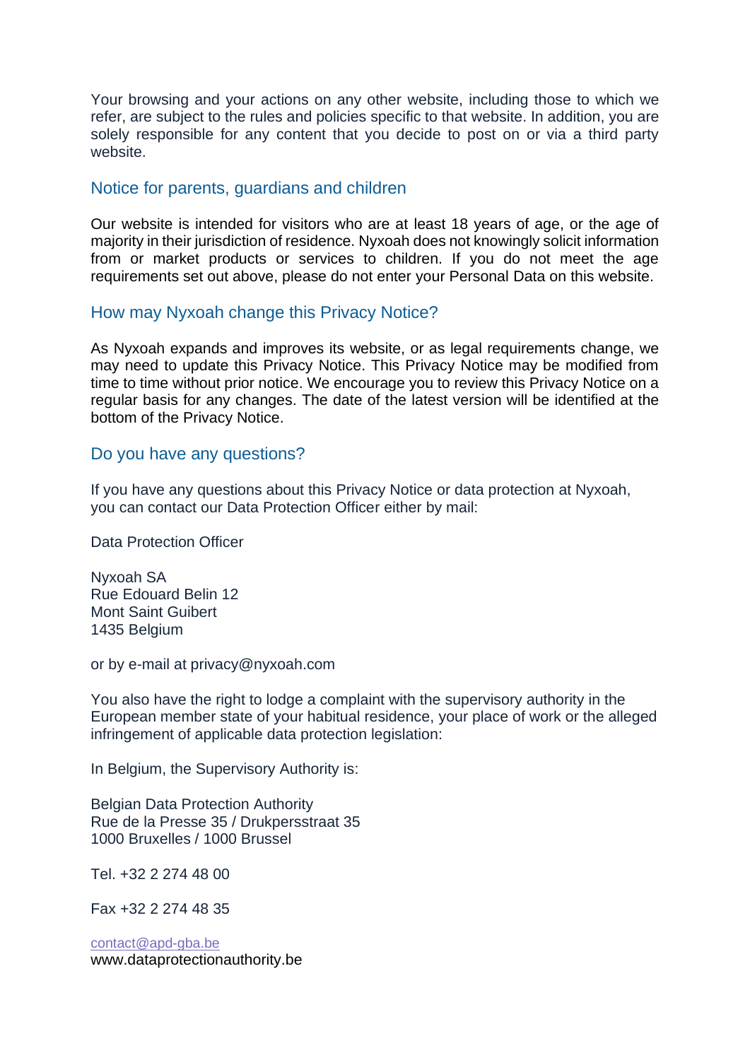Your browsing and your actions on any other website, including those to which we refer, are subject to the rules and policies specific to that website. In addition, you are solely responsible for any content that you decide to post on or via a third party website.

## Notice for parents, guardians and children

Our website is intended for visitors who are at least 18 years of age, or the age of majority in their jurisdiction of residence. Nyxoah does not knowingly solicit information from or market products or services to children. If you do not meet the age requirements set out above, please do not enter your Personal Data on this website.

## How may Nyxoah change this Privacy Notice?

As Nyxoah expands and improves its website, or as legal requirements change, we may need to update this Privacy Notice. This Privacy Notice may be modified from time to time without prior notice. We encourage you to review this Privacy Notice on a regular basis for any changes. The date of the latest version will be identified at the bottom of the Privacy Notice.

## Do you have any questions?

If you have any questions about this Privacy Notice or data protection at Nyxoah, you can contact our Data Protection Officer either by mail:

Data Protection Officer

Nyxoah SA
Rue Edouard Belin 12
Mont Saint Guibert
1435 Belgium

or by e-mail at privacy@nyxoah.com

You also have the right to lodge a complaint with the supervisory authority in the European member state of your habitual residence, your place of work or the alleged infringement of applicable data protection legislation:

In Belgium, the Supervisory Authority is:

Belgian Data Protection Authority
Rue de la Presse 35 / Drukpersstraat 35
1000 Bruxelles / 1000 Brussel

Tel. +32 2 274 48 00

Fax +32 2 274 48 35

contact@apd-gba.be
www.dataprotectionauthority.be